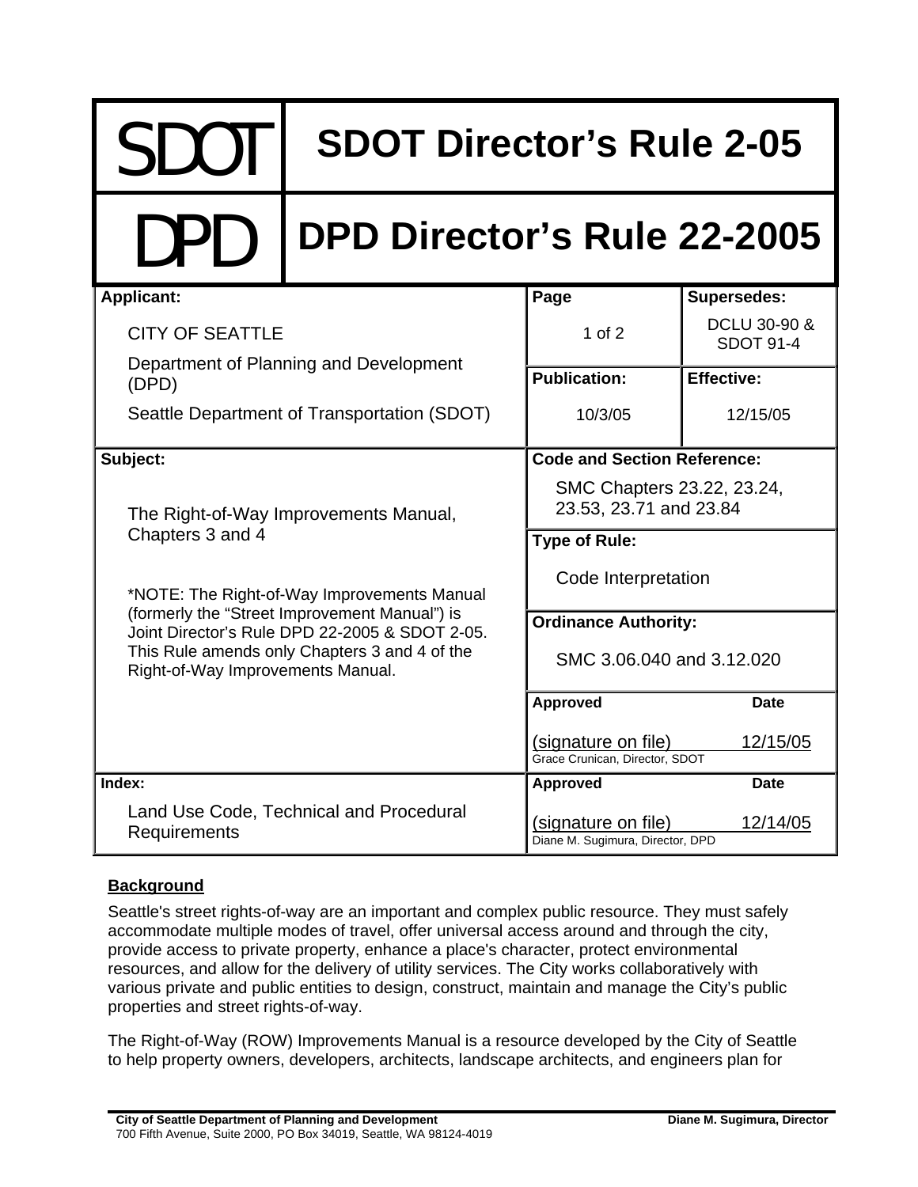| SDOT | SDOT Director's Rule 2-05 | | |
|---|---|---|---|
| **DPD** | **DPD Director's Rule 22-2005** | | |

| **Applicant:** | **Page** | **Supersedes:** |
|---|---|---|
| CITY OF SEATTLE<br>Department of Planning and Development (DPD)<br>Seattle Department of Transportation (SDOT) | 1 of 2 | DCLU 30-90 & SDOT 91-4 |
| | **Publication:** | **Effective:** |
| | 10/3/05 | 12/15/05 |
| **Subject:** | **Code and Section Reference:** | |
| The Right-of-Way Improvements Manual, Chapters 3 and 4<br><br>*NOTE: The Right-of-Way Improvements Manual (formerly the "Street Improvement Manual") is Joint Director's Rule DPD 22-2005 & SDOT 2-05. This Rule amends only Chapters 3 and 4 of the Right-of-Way Improvements Manual. | SMC Chapters 23.22, 23.24, 23.53, 23.71 and 23.84 | |
| | **Type of Rule:** | |
| | Code Interpretation | |
| | **Ordinance Authority:** | |
| | SMC 3.06.040 and 3.12.020 | |
| | **Approved**<br>(signature on file)<br>Grace Crunican, Director, SDOT | **Date**<br>12/15/05 |
| **Index:** | **Approved** | **Date** |
| Land Use Code, Technical and Procedural Requirements | (signature on file)<br>Diane M. Sugimura, Director, DPD | 12/14/05 |

## Background

Seattle's street rights-of-way are an important and complex public resource. They must safely accommodate multiple modes of travel, offer universal access around and through the city, provide access to private property, enhance a place's character, protect environmental resources, and allow for the delivery of utility services. The City works collaboratively with various private and public entities to design, construct, maintain and manage the City's public properties and street rights-of-way.

The Right-of-Way (ROW) Improvements Manual is a resource developed by the City of Seattle to help property owners, developers, architects, landscape architects, and engineers plan for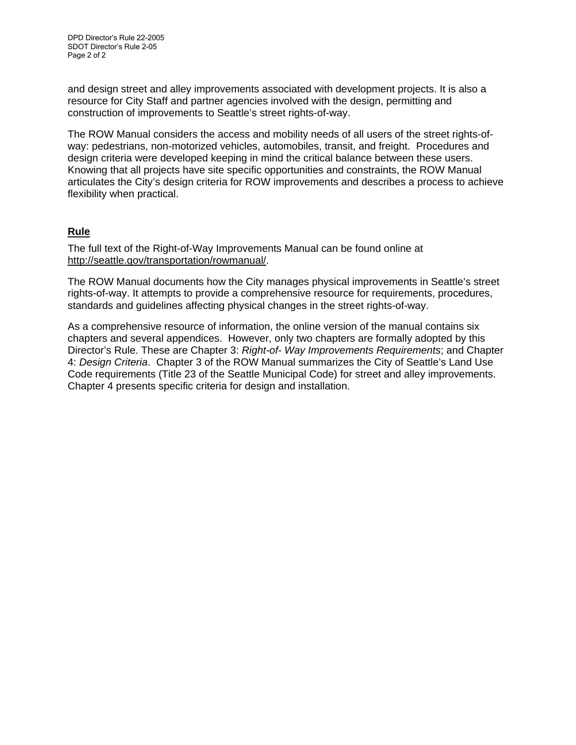and design street and alley improvements associated with development projects. It is also a resource for City Staff and partner agencies involved with the design, permitting and construction of improvements to Seattle's street rights-of-way.

The ROW Manual considers the access and mobility needs of all users of the street rights-of-way: pedestrians, non-motorized vehicles, automobiles, transit, and freight. Procedures and design criteria were developed keeping in mind the critical balance between these users. Knowing that all projects have site specific opportunities and constraints, the ROW Manual articulates the City's design criteria for ROW improvements and describes a process to achieve flexibility when practical.

## Rule

The full text of the Right-of-Way Improvements Manual can be found online at http://seattle.gov/transportation/rowmanual/.

The ROW Manual documents how the City manages physical improvements in Seattle's street rights-of-way. It attempts to provide a comprehensive resource for requirements, procedures, standards and guidelines affecting physical changes in the street rights-of-way.

As a comprehensive resource of information, the online version of the manual contains six chapters and several appendices. However, only two chapters are formally adopted by this Director's Rule. These are Chapter 3: *Right-of- Way Improvements Requirements*; and Chapter 4: *Design Criteria*. Chapter 3 of the ROW Manual summarizes the City of Seattle's Land Use Code requirements (Title 23 of the Seattle Municipal Code) for street and alley improvements. Chapter 4 presents specific criteria for design and installation.